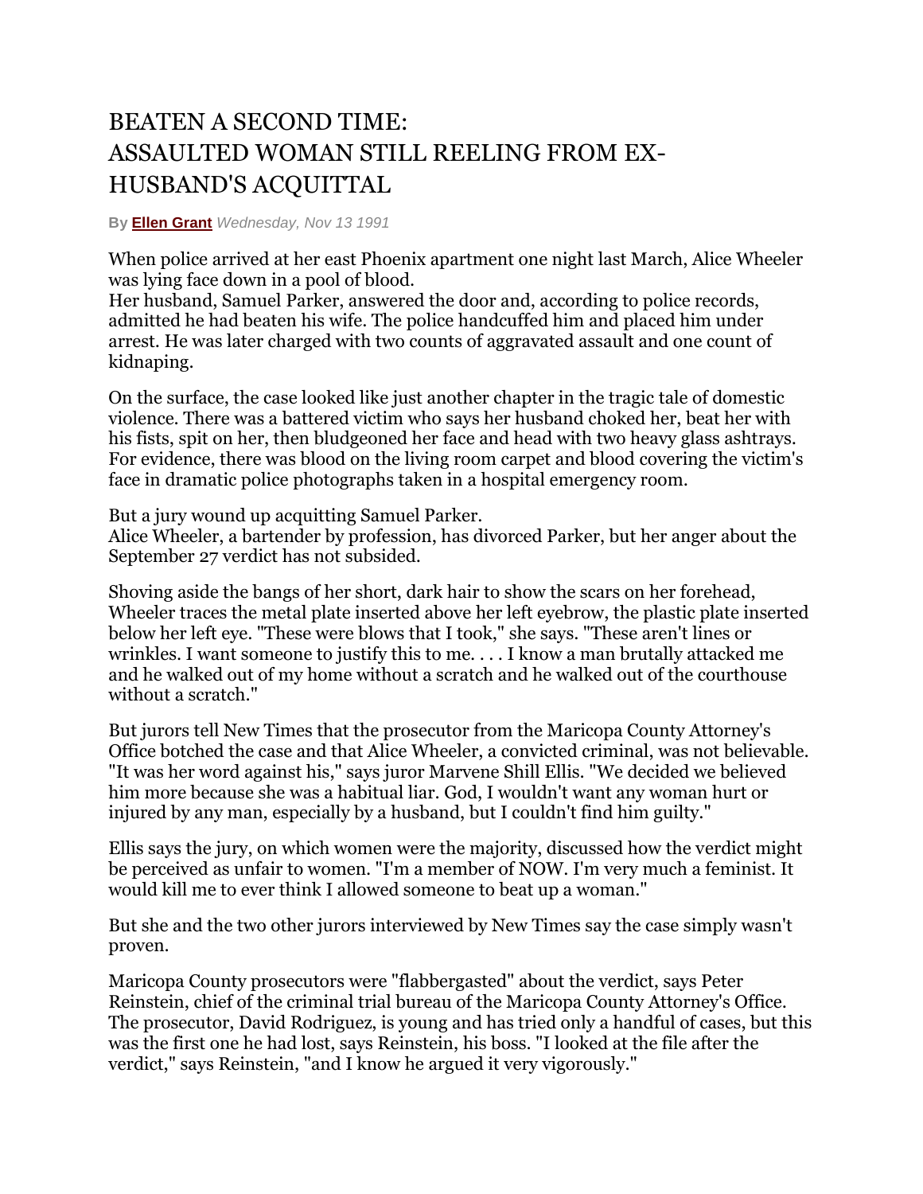# BEATEN A SECOND TIME: ASSAULTED WOMAN STILL REELING FROM EX-HUSBAND'S ACQUITTAL

By **Ellen Grant** *Wednesday, Nov 13 1991*

When police arrived at her east Phoenix apartment one night last March, Alice Wheeler was lying face down in a pool of blood.
Her husband, Samuel Parker, answered the door and, according to police records, admitted he had beaten his wife. The police handcuffed him and placed him under arrest. He was later charged with two counts of aggravated assault and one count of kidnaping.

On the surface, the case looked like just another chapter in the tragic tale of domestic violence. There was a battered victim who says her husband choked her, beat her with his fists, spit on her, then bludgeoned her face and head with two heavy glass ashtrays. For evidence, there was blood on the living room carpet and blood covering the victim's face in dramatic police photographs taken in a hospital emergency room.

But a jury wound up acquitting Samuel Parker.
Alice Wheeler, a bartender by profession, has divorced Parker, but her anger about the September 27 verdict has not subsided.

Shoving aside the bangs of her short, dark hair to show the scars on her forehead, Wheeler traces the metal plate inserted above her left eyebrow, the plastic plate inserted below her left eye. "These were blows that I took," she says. "These aren't lines or wrinkles. I want someone to justify this to me. . . . I know a man brutally attacked me and he walked out of my home without a scratch and he walked out of the courthouse without a scratch."

But jurors tell New Times that the prosecutor from the Maricopa County Attorney's Office botched the case and that Alice Wheeler, a convicted criminal, was not believable. "It was her word against his," says juror Marvene Shill Ellis. "We decided we believed him more because she was a habitual liar. God, I wouldn't want any woman hurt or injured by any man, especially by a husband, but I couldn't find him guilty."

Ellis says the jury, on which women were the majority, discussed how the verdict might be perceived as unfair to women. "I'm a member of NOW. I'm very much a feminist. It would kill me to ever think I allowed someone to beat up a woman."

But she and the two other jurors interviewed by New Times say the case simply wasn't proven.

Maricopa County prosecutors were "flabbergasted" about the verdict, says Peter Reinstein, chief of the criminal trial bureau of the Maricopa County Attorney's Office. The prosecutor, David Rodriguez, is young and has tried only a handful of cases, but this was the first one he had lost, says Reinstein, his boss. "I looked at the file after the verdict," says Reinstein, "and I know he argued it very vigorously."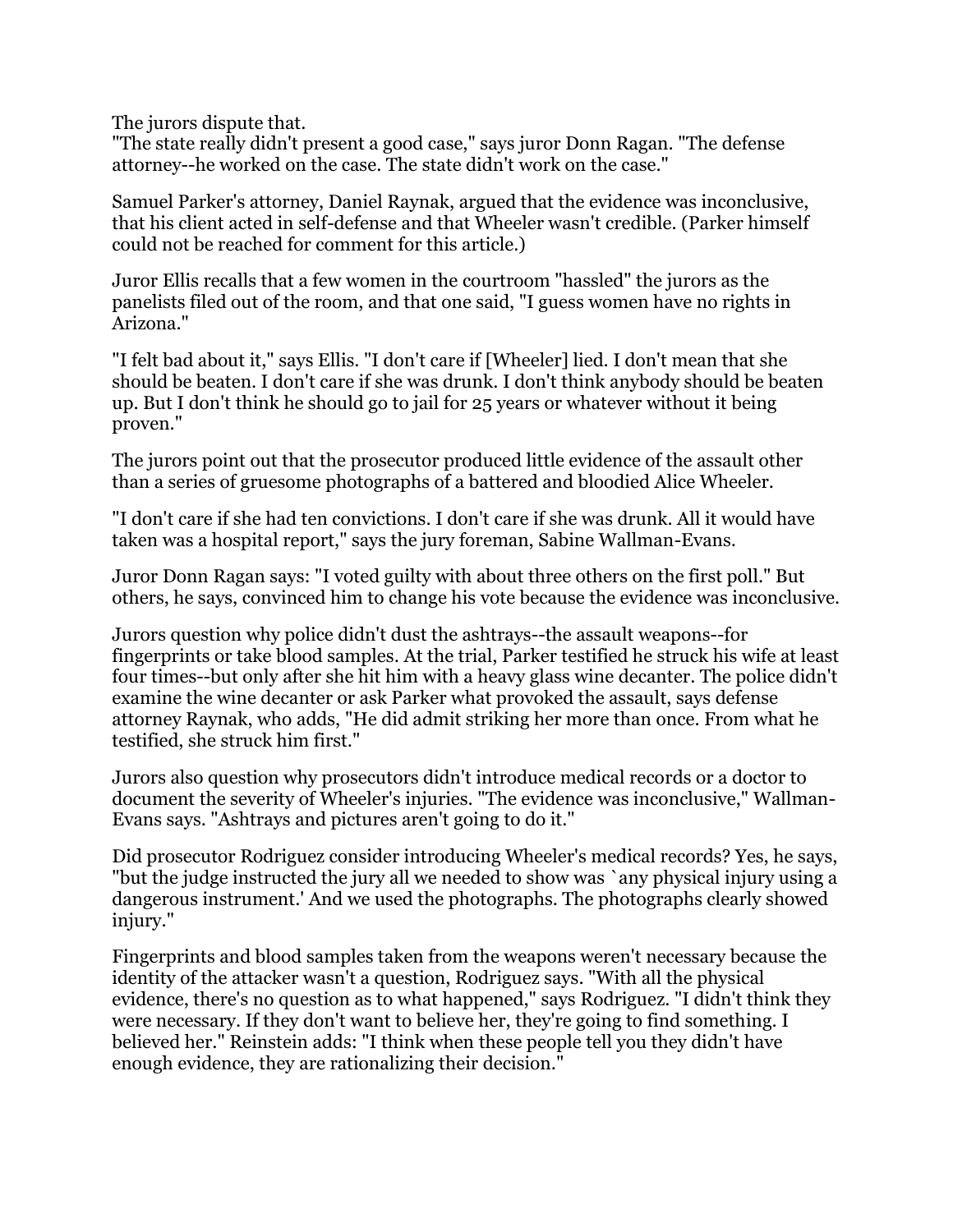The jurors dispute that.

"The state really didn't present a good case," says juror Donn Ragan. "The defense attorney--he worked on the case. The state didn't work on the case."

Samuel Parker's attorney, Daniel Raynak, argued that the evidence was inconclusive, that his client acted in self-defense and that Wheeler wasn't credible. (Parker himself could not be reached for comment for this article.)

Juror Ellis recalls that a few women in the courtroom "hassled" the jurors as the panelists filed out of the room, and that one said, "I guess women have no rights in Arizona."

"I felt bad about it," says Ellis. "I don't care if [Wheeler] lied. I don't mean that she should be beaten. I don't care if she was drunk. I don't think anybody should be beaten up. But I don't think he should go to jail for 25 years or whatever without it being proven."

The jurors point out that the prosecutor produced little evidence of the assault other than a series of gruesome photographs of a battered and bloodied Alice Wheeler.

"I don't care if she had ten convictions. I don't care if she was drunk. All it would have taken was a hospital report," says the jury foreman, Sabine Wallman-Evans.

Juror Donn Ragan says: "I voted guilty with about three others on the first poll." But others, he says, convinced him to change his vote because the evidence was inconclusive.

Jurors question why police didn't dust the ashtrays--the assault weapons--for fingerprints or take blood samples. At the trial, Parker testified he struck his wife at least four times--but only after she hit him with a heavy glass wine decanter. The police didn't examine the wine decanter or ask Parker what provoked the assault, says defense attorney Raynak, who adds, "He did admit striking her more than once. From what he testified, she struck him first."

Jurors also question why prosecutors didn't introduce medical records or a doctor to document the severity of Wheeler's injuries. "The evidence was inconclusive," Wallman-Evans says. "Ashtrays and pictures aren't going to do it."

Did prosecutor Rodriguez consider introducing Wheeler's medical records? Yes, he says, "but the judge instructed the jury all we needed to show was `any physical injury using a dangerous instrument.' And we used the photographs. The photographs clearly showed injury."

Fingerprints and blood samples taken from the weapons weren't necessary because the identity of the attacker wasn't a question, Rodriguez says. "With all the physical evidence, there's no question as to what happened," says Rodriguez. "I didn't think they were necessary. If they don't want to believe her, they're going to find something. I believed her." Reinstein adds: "I think when these people tell you they didn't have enough evidence, they are rationalizing their decision."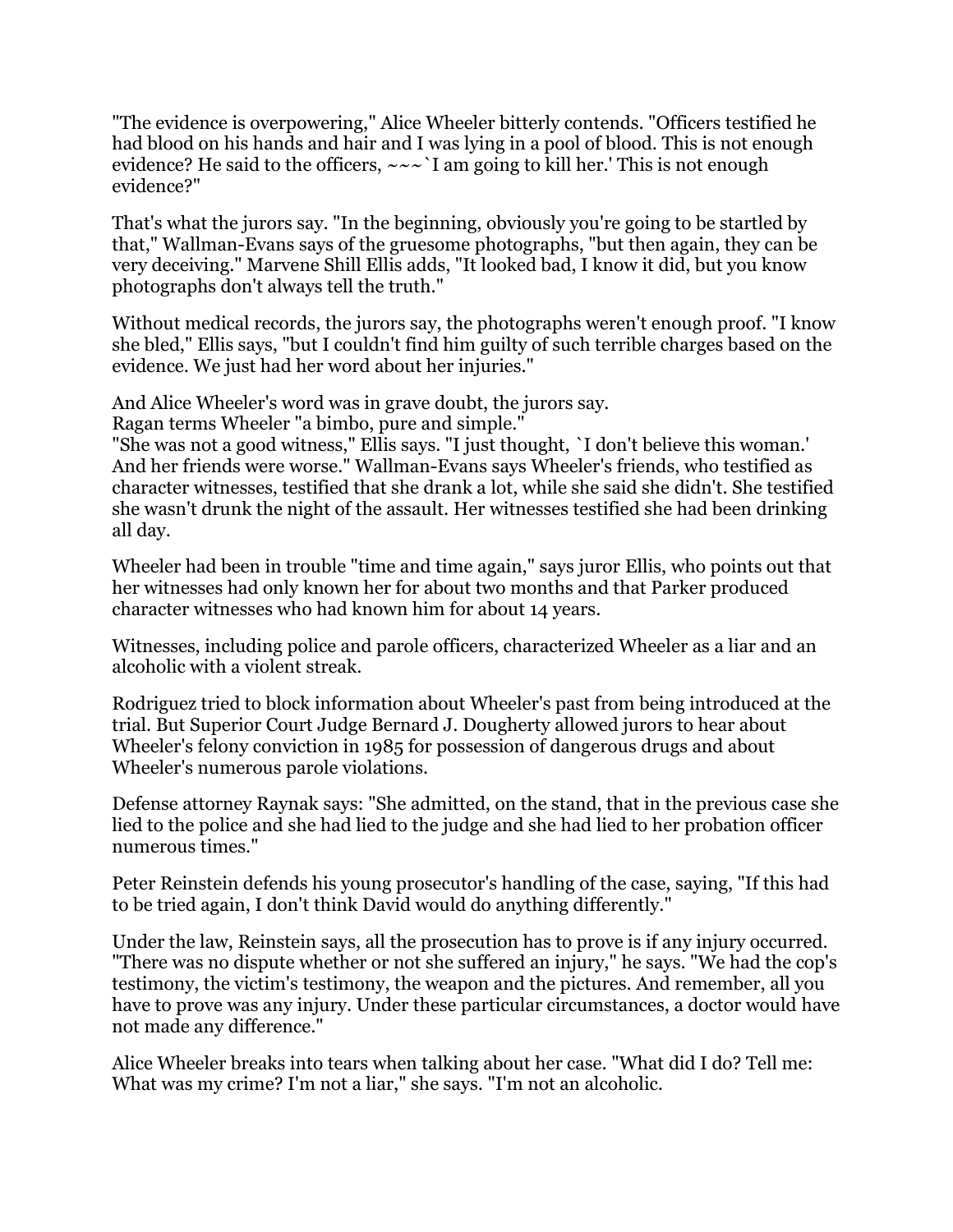"The evidence is overpowering," Alice Wheeler bitterly contends. "Officers testified he had blood on his hands and hair and I was lying in a pool of blood. This is not enough evidence? He said to the officers, ~~~`I am going to kill her.' This is not enough evidence?"

That's what the jurors say. "In the beginning, obviously you're going to be startled by that," Wallman-Evans says of the gruesome photographs, "but then again, they can be very deceiving." Marvene Shill Ellis adds, "It looked bad, I know it did, but you know photographs don't always tell the truth."

Without medical records, the jurors say, the photographs weren't enough proof. "I know she bled," Ellis says, "but I couldn't find him guilty of such terrible charges based on the evidence. We just had her word about her injuries."

And Alice Wheeler's word was in grave doubt, the jurors say.
Ragan terms Wheeler "a bimbo, pure and simple."
"She was not a good witness," Ellis says. "I just thought, `I don't believe this woman.' And her friends were worse." Wallman-Evans says Wheeler's friends, who testified as character witnesses, testified that she drank a lot, while she said she didn't. She testified she wasn't drunk the night of the assault. Her witnesses testified she had been drinking all day.

Wheeler had been in trouble "time and time again," says juror Ellis, who points out that her witnesses had only known her for about two months and that Parker produced character witnesses who had known him for about 14 years.

Witnesses, including police and parole officers, characterized Wheeler as a liar and an alcoholic with a violent streak.

Rodriguez tried to block information about Wheeler's past from being introduced at the trial. But Superior Court Judge Bernard J. Dougherty allowed jurors to hear about Wheeler's felony conviction in 1985 for possession of dangerous drugs and about Wheeler's numerous parole violations.

Defense attorney Raynak says: "She admitted, on the stand, that in the previous case she lied to the police and she had lied to the judge and she had lied to her probation officer numerous times."

Peter Reinstein defends his young prosecutor's handling of the case, saying, "If this had to be tried again, I don't think David would do anything differently."

Under the law, Reinstein says, all the prosecution has to prove is if any injury occurred. "There was no dispute whether or not she suffered an injury," he says. "We had the cop's testimony, the victim's testimony, the weapon and the pictures. And remember, all you have to prove was any injury. Under these particular circumstances, a doctor would have not made any difference."

Alice Wheeler breaks into tears when talking about her case. "What did I do? Tell me: What was my crime? I'm not a liar," she says. "I'm not an alcoholic.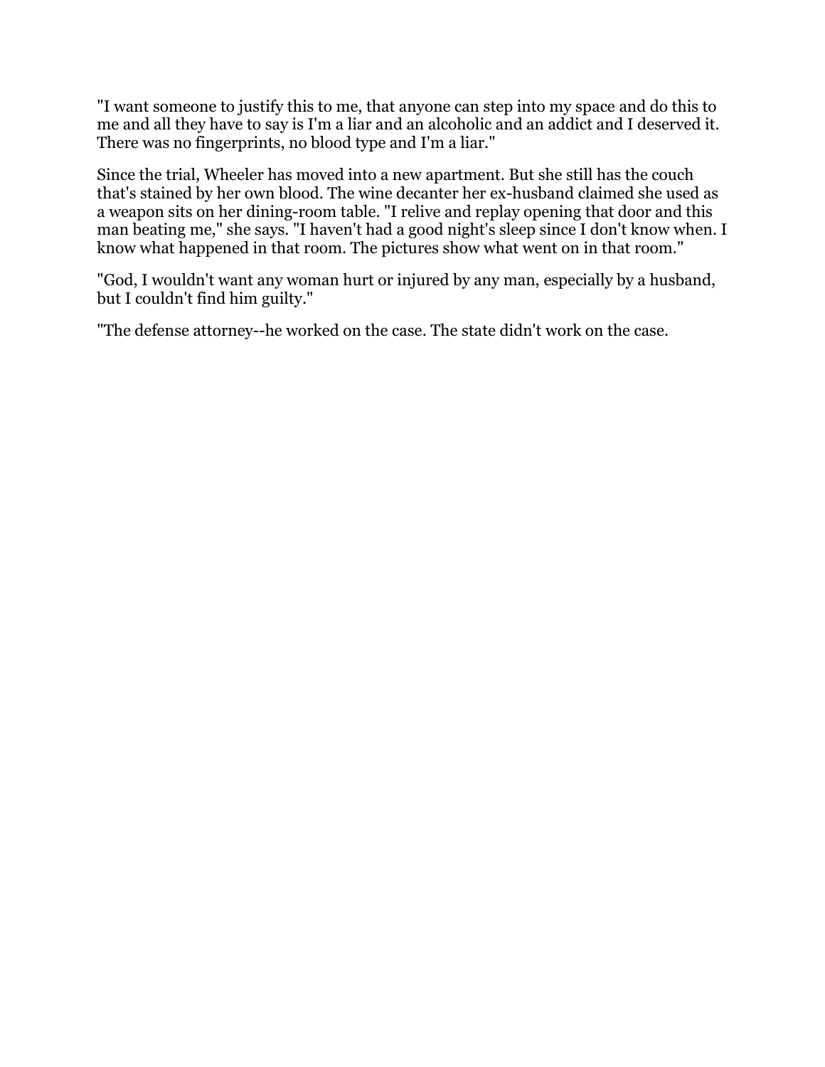"I want someone to justify this to me, that anyone can step into my space and do this to me and all they have to say is I'm a liar and an alcoholic and an addict and I deserved it. There was no fingerprints, no blood type and I'm a liar."

Since the trial, Wheeler has moved into a new apartment. But she still has the couch that's stained by her own blood. The wine decanter her ex-husband claimed she used as a weapon sits on her dining-room table. "I relive and replay opening that door and this man beating me," she says. "I haven't had a good night's sleep since I don't know when. I know what happened in that room. The pictures show what went on in that room."

"God, I wouldn't want any woman hurt or injured by any man, especially by a husband, but I couldn't find him guilty."

"The defense attorney--he worked on the case. The state didn't work on the case.